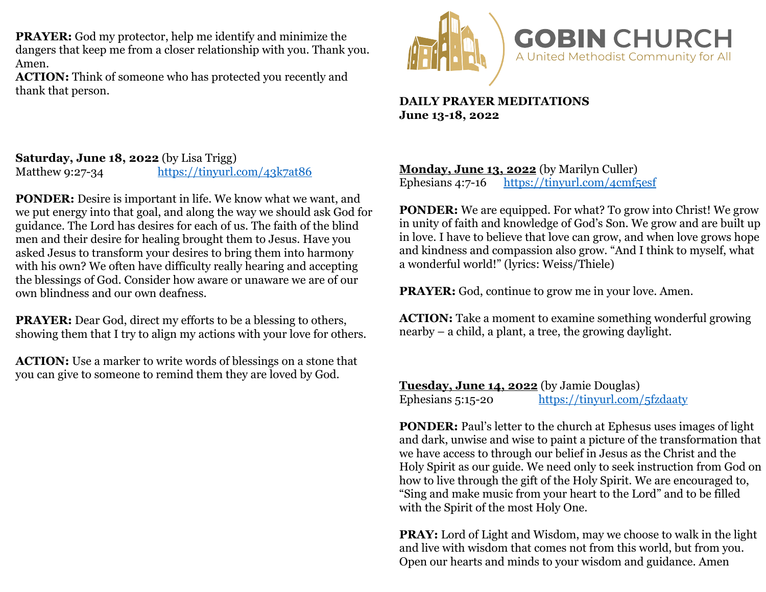**PRAYER:** God my protector, help me identify and minimize the dangers that keep me from a closer relationship with you. Thank you. Amen.
**ACTION:** Think of someone who has protected you recently and thank that person.

**Saturday, June 18, 2022** (by Lisa Trigg)
Matthew 9:27-34 https://tinyurl.com/43k7at86

**PONDER:** Desire is important in life. We know what we want, and we put energy into that goal, and along the way we should ask God for guidance. The Lord has desires for each of us. The faith of the blind men and their desire for healing brought them to Jesus. Have you asked Jesus to transform your desires to bring them into harmony with his own? We often have difficulty really hearing and accepting the blessings of God. Consider how aware or unaware we are of our own blindness and our own deafness.

**PRAYER:** Dear God, direct my efforts to be a blessing to others, showing them that I try to align my actions with your love for others.

**ACTION:** Use a marker to write words of blessings on a stone that you can give to someone to remind them they are loved by God.

# GOBIN CHURCH
A United Methodist Community for All

**DAILY PRAYER MEDITATIONS**
**June 13-18, 2022**

**Monday, June 13, 2022** (by Marilyn Culler)
Ephesians 4:7-16 https://tinyurl.com/4cmf5esf

**PONDER:** We are equipped. For what? To grow into Christ! We grow in unity of faith and knowledge of God's Son. We grow and are built up in love. I have to believe that love can grow, and when love grows hope and kindness and compassion also grow. "And I think to myself, what a wonderful world!" (lyrics: Weiss/Thiele)

**PRAYER:** God, continue to grow me in your love. Amen.

**ACTION:** Take a moment to examine something wonderful growing nearby – a child, a plant, a tree, the growing daylight.

**Tuesday, June 14, 2022** (by Jamie Douglas)
Ephesians 5:15-20 https://tinyurl.com/5fzdaaty

**PONDER:** Paul's letter to the church at Ephesus uses images of light and dark, unwise and wise to paint a picture of the transformation that we have access to through our belief in Jesus as the Christ and the Holy Spirit as our guide. We need only to seek instruction from God on how to live through the gift of the Holy Spirit. We are encouraged to, "Sing and make music from your heart to the Lord" and to be filled with the Spirit of the most Holy One.

**PRAY:** Lord of Light and Wisdom, may we choose to walk in the light and live with wisdom that comes not from this world, but from you. Open our hearts and minds to your wisdom and guidance. Amen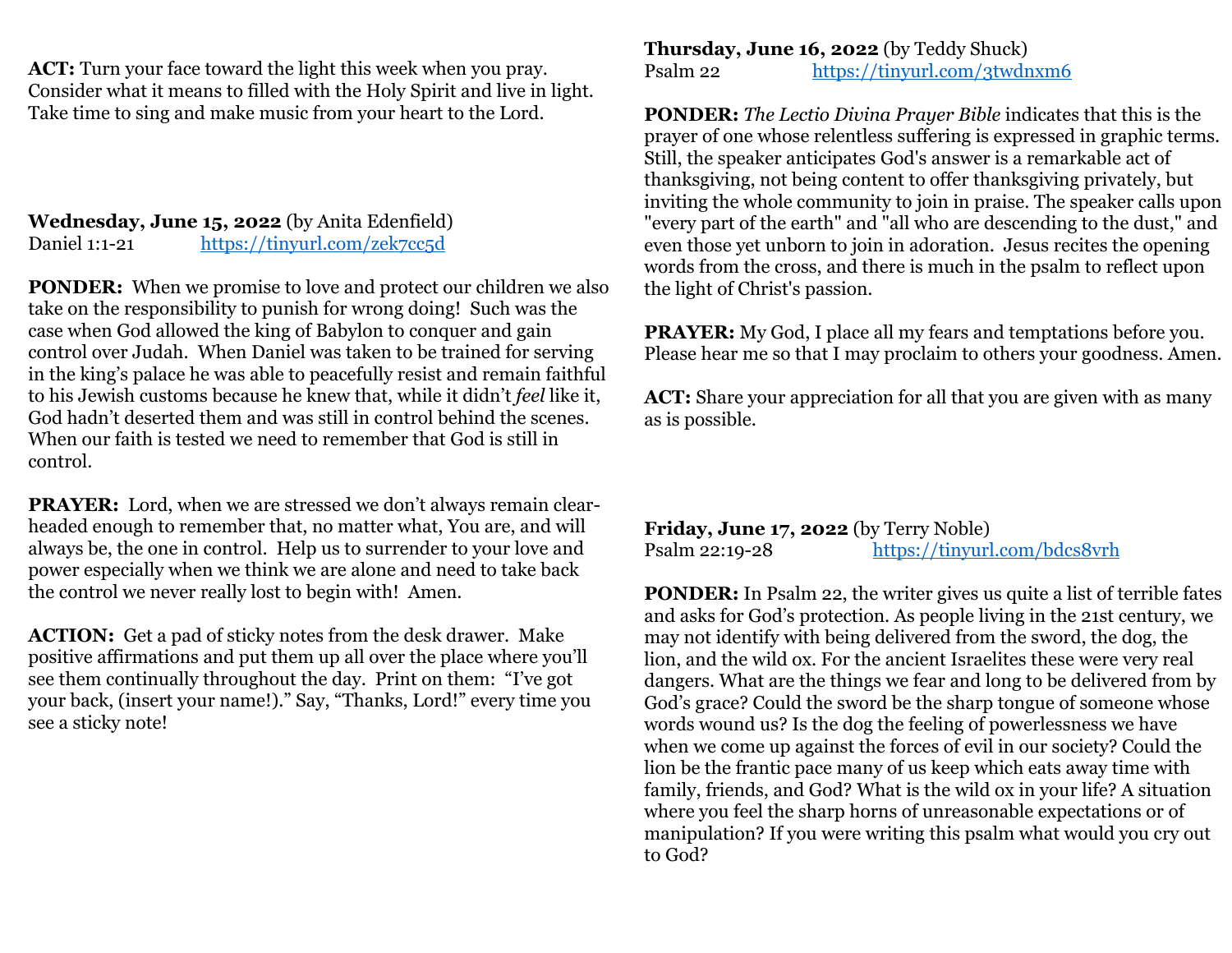**ACT:** Turn your face toward the light this week when you pray. Consider what it means to filled with the Holy Spirit and live in light. Take time to sing and make music from your heart to the Lord.

**Wednesday, June 15, 2022** (by Anita Edenfield)
Daniel 1:1-21 https://tinyurl.com/zek7cc5d

**PONDER:** When we promise to love and protect our children we also take on the responsibility to punish for wrong doing! Such was the case when God allowed the king of Babylon to conquer and gain control over Judah. When Daniel was taken to be trained for serving in the king's palace he was able to peacefully resist and remain faithful to his Jewish customs because he knew that, while it didn't *feel* like it, God hadn't deserted them and was still in control behind the scenes. When our faith is tested we need to remember that God is still in control.

**PRAYER:** Lord, when we are stressed we don't always remain clear-headed enough to remember that, no matter what, You are, and will always be, the one in control. Help us to surrender to your love and power especially when we think we are alone and need to take back the control we never really lost to begin with! Amen.

**ACTION:** Get a pad of sticky notes from the desk drawer. Make positive affirmations and put them up all over the place where you'll see them continually throughout the day. Print on them: "I've got your back, (insert your name!)." Say, "Thanks, Lord!" every time you see a sticky note!

**Thursday, June 16, 2022** (by Teddy Shuck)
Psalm 22 https://tinyurl.com/3twdnxm6

**PONDER:** *The Lectio Divina Prayer Bible* indicates that this is the prayer of one whose relentless suffering is expressed in graphic terms. Still, the speaker anticipates God's answer is a remarkable act of thanksgiving, not being content to offer thanksgiving privately, but inviting the whole community to join in praise. The speaker calls upon "every part of the earth" and "all who are descending to the dust," and even those yet unborn to join in adoration. Jesus recites the opening words from the cross, and there is much in the psalm to reflect upon the light of Christ's passion.

**PRAYER:** My God, I place all my fears and temptations before you. Please hear me so that I may proclaim to others your goodness. Amen.

**ACT:** Share your appreciation for all that you are given with as many as is possible.

**Friday, June 17, 2022** (by Terry Noble)
Psalm 22:19-28 https://tinyurl.com/bdcs8vrh

**PONDER:** In Psalm 22, the writer gives us quite a list of terrible fates and asks for God's protection. As people living in the 21st century, we may not identify with being delivered from the sword, the dog, the lion, and the wild ox. For the ancient Israelites these were very real dangers. What are the things we fear and long to be delivered from by God's grace? Could the sword be the sharp tongue of someone whose words wound us? Is the dog the feeling of powerlessness we have when we come up against the forces of evil in our society? Could the lion be the frantic pace many of us keep which eats away time with family, friends, and God? What is the wild ox in your life? A situation where you feel the sharp horns of unreasonable expectations or of manipulation? If you were writing this psalm what would you cry out to God?